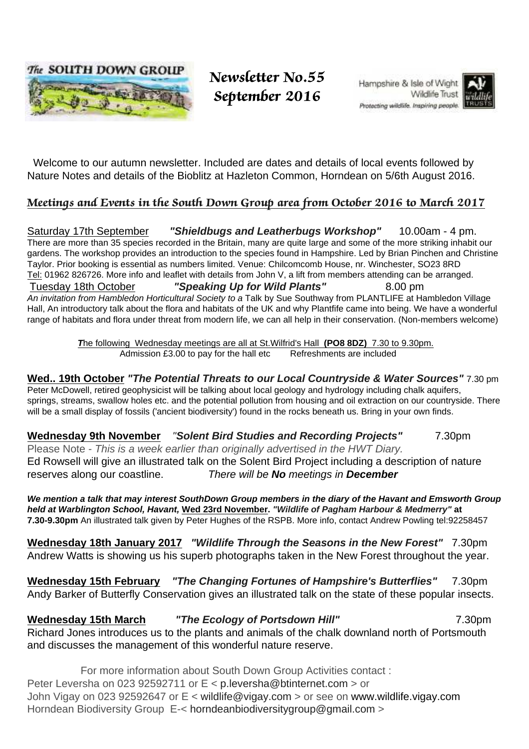The SOUTH DOWN GROUP

# Newsletter No.55
# September 2016

Hampshire & Isle of Wight Wildlife Trust
Protecting wildlife. Inspiring people.

Welcome to our autumn newsletter. Included are dates and details of local events followed by Nature Notes and details of the Bioblitz at Hazleton Common, Horndean on 5/6th August 2016.

## *Meetings and Events in the South Down Group area from October 2016 to March 2017*

Saturday 17th September ***"Shieldbugs and Leatherbugs Workshop"*** 10.00am - 4 pm.
There are more than 35 species recorded in the Britain, many are quite large and some of the more striking inhabit our gardens. The workshop provides an introduction to the species found in Hampshire. Led by Brian Pinchen and Christine Taylor. Prior booking is essential as numbers limited. Venue: Chilcomcomb House, nr. Winchester, SO23 8RD
Tel: 01962 826726. More info and leaflet with details from John V, a lift from members attending can be arranged.

Tuesday 18th October ***"Speaking Up for Wild Plants"*** 8.00 pm
*An invitation from Hambledon Horticultural Society to a* Talk by Sue Southway from PLANTLIFE at Hambledon Village Hall, An introductory talk about the flora and habitats of the UK and why Plantfife came into being. We have a wonderful range of habitats and flora under threat from modern life, we can all help in their conservation. (Non-members welcome)

***T***he following Wednesday meetings are all at St.Wilfrid's Hall **(PO8 8DZ)** 7.30 to 9.30pm.
Admission £3.00 to pay for the hall etc Refreshments are included

**Wed.. 19th October** ***"The Potential Threats to our Local Countryside & Water Sources"*** 7.30 pm
Peter McDowell, retired geophysicist will be talking about local geology and hydrology including chalk aquifers, springs, streams, swallow holes etc. and the potential pollution from housing and oil extraction on our countryside. There will be a small display of fossils ('ancient biodiversity') found in the rocks beneath us. Bring in your own finds.

**Wednesday 9th November** ***"Solent Bird Studies and Recording Projects"*** 7.30pm
Please Note - *This is a week earlier than originally advertised in the HWT Diary.*
Ed Rowsell will give an illustrated talk on the Solent Bird Project including a description of nature reserves along our coastline. *There will be **No** meetings in **December***

***We mention a talk that may interest SouthDown Group members in the diary of the Havant and Emsworth Group held at Warblington School, Havant,*** **Wed 23rd November. *"Wildlife of Pagham Harbour & Medmerry"* at 7.30-9.30pm** An illustrated talk given by Peter Hughes of the RSPB. More info, contact Andrew Powling tel:92258457

**Wednesday 18th January 2017** ***"Wildlife Through the Seasons in the New Forest"*** 7.30pm
Andrew Watts is showing us his superb photographs taken in the New Forest throughout the year.

**Wednesday 15th February** ***"The Changing Fortunes of Hampshire's Butterflies"*** 7.30pm
Andy Barker of Butterfly Conservation gives an illustrated talk on the state of these popular insects.

**Wednesday 15th March** ***"The Ecology of Portsdown Hill"*** 7.30pm
Richard Jones introduces us to the plants and animals of the chalk downland north of Portsmouth and discusses the management of this wonderful nature reserve.

For more information about South Down Group Activities contact :
Peter Leversha on 023 92592711 or E < p.leversha@btinternet.com > or
John Vigay on 023 92592647 or E < wildlife@vigay.com > or see on www.wildlife.vigay.com
Horndean Biodiversity Group E-< horndeanbiodiversitygroup@gmail.com >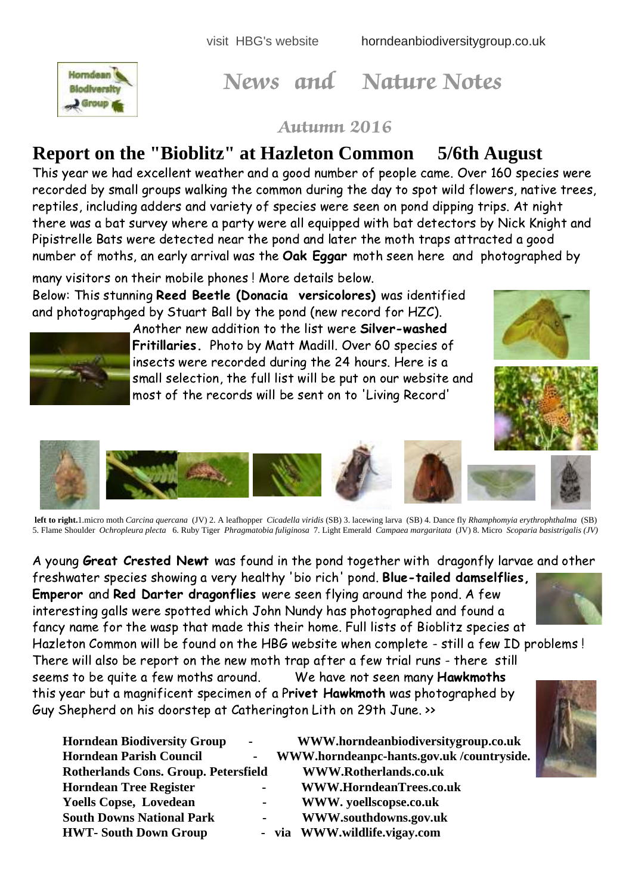visit HBG's website horndeanbiodiversitygroup.co.uk

# *News and Nature Notes*

## *Autumn 2016*

## Report on the "Bioblitz" at Hazleton Common 5/6th August

This year we had excellent weather and a good number of people came. Over 160 species were recorded by small groups walking the common during the day to spot wild flowers, native trees, reptiles, including adders and variety of species were seen on pond dipping trips. At night there was a bat survey where a party were all equipped with bat detectors by Nick Knight and Pipistrelle Bats were detected near the pond and later the moth traps attracted a good number of moths, an early arrival was the **Oak Eggar** moth seen here and photographed by many visitors on their mobile phones ! More details below.

Below: This stunning **Reed Beetle (Donacia versicolores)** was identified and photographhged by Stuart Ball by the pond (new record for HZC).

Another new addition to the list were **Silver-washed Fritillaries.** Photo by Matt Madill. Over 60 species of insects were recorded during the 24 hours. Here is a small selection, the full list will be put on our website and most of the records will be sent on to 'Living Record'

**left to right.**1.micro moth *Carcina quercana* (JV) 2. A leafhopper *Cicadella viridis* (SB) 3. lacewing larva (SB) 4. Dance fly *Rhamphomyia erythrophthalma* (SB) 5. Flame Shoulder *Ochropleura plecta* 6. Ruby Tiger *Phragmatobia fuliginosa* 7. Light Emerald *Campaea margaritata* (JV) 8. Micro *Scoparia basistrigalis (JV)*

A young **Great Crested Newt** was found in the pond together with dragonfly larvae and other freshwater species showing a very healthy 'bio rich' pond. **Blue-tailed damselflies, Emperor** and **Red Darter dragonflies** were seen flying around the pond. A few interesting galls were spotted which John Nundy has photographed and found a fancy name for the wasp that made this their home. Full lists of Bioblitz species at Hazleton Common will be found on the HBG website when complete - still a few ID problems ! There will also be report on the new moth trap after a few trial runs - there still seems to be quite a few moths around. We have not seen many **Hawkmoths** this year but a magnificent specimen of a P**rivet Hawkmoth** was photographed by Guy Shepherd on his doorstep at Catherington Lith on 29th June. >>

| | | |
|---|---|---|
| **Horndean Biodiversity Group** | - | **WWW.horndeanbiodiversitygroup.co.uk** |
| **Horndean Parish Council** | - | **WWW.horndeanpc-hants.gov.uk /countryside.** |
| **Rotherlands Cons. Group. Petersfield** | | **WWW.Rotherlands.co.uk** |
| **Horndean Tree Register** | - | **WWW.HorndeanTrees.co.uk** |
| **Yoells Copse, Lovedean** | - | **WWW. yoellscopse.co.uk** |
| **South Downs National Park** | - | **WWW.southdowns.gov.uk** |
| **HWT- South Down Group** | - | **via WWW.wildlife.vigay.com** |